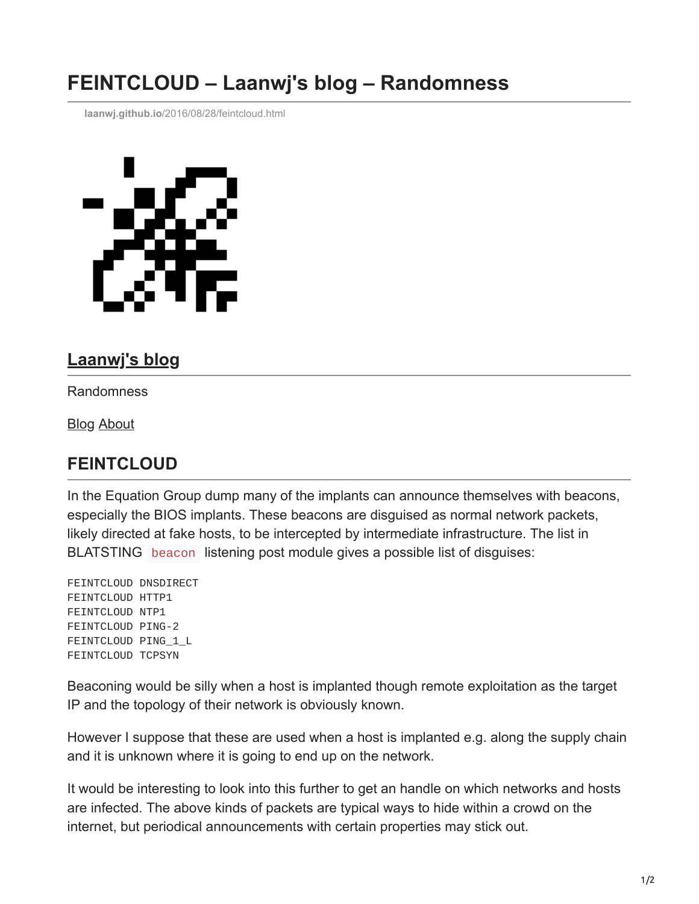# FEINTCLOUD – Laanwj's blog – Randomness

laanwj.github.io/2016/08/28/feintcloud.html

## Laanwj's blog

Randomness

Blog About

## FEINTCLOUD

In the Equation Group dump many of the implants can announce themselves with beacons, especially the BIOS implants. These beacons are disguised as normal network packets, likely directed at fake hosts, to be intercepted by intermediate infrastructure. The list in BLATSTING `beacon` listening post module gives a possible list of disguises:

```
FEINTCLOUD DNSDIRECT
FEINTCLOUD HTTP1
FEINTCLOUD NTP1
FEINTCLOUD PING-2
FEINTCLOUD PING_1_L
FEINTCLOUD TCPSYN
```

Beaconing would be silly when a host is implanted though remote exploitation as the target IP and the topology of their network is obviously known.

However I suppose that these are used when a host is implanted e.g. along the supply chain and it is unknown where it is going to end up on the network.

It would be interesting to look into this further to get an handle on which networks and hosts are infected. The above kinds of packets are typical ways to hide within a crowd on the internet, but periodical announcements with certain properties may stick out.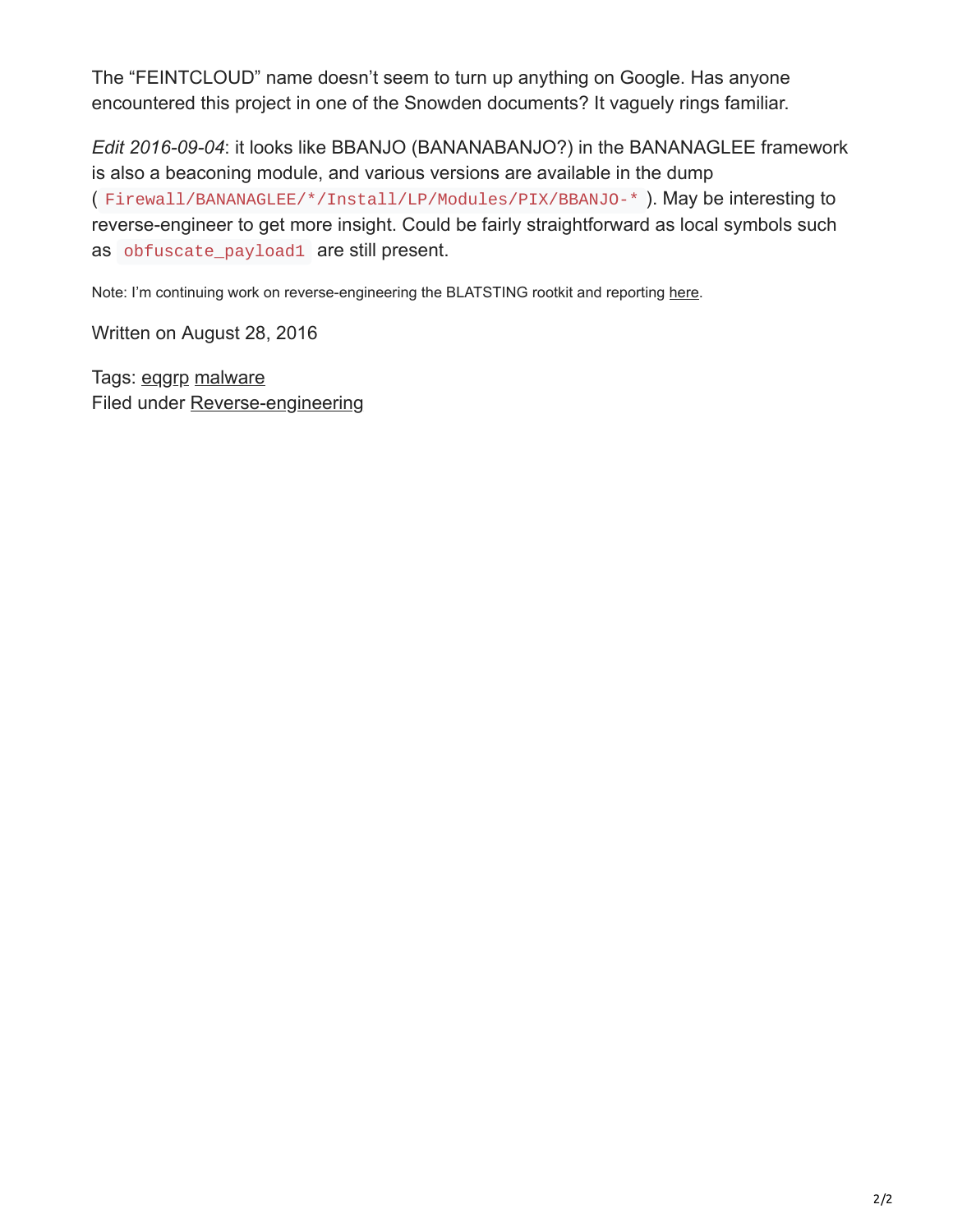The “FEINTCLOUD” name doesn’t seem to turn up anything on Google. Has anyone encountered this project in one of the Snowden documents? It vaguely rings familiar.

*Edit 2016-09-04*: it looks like BBANJO (BANANABANJO?) in the BANANAGLEE framework is also a beaconing module, and various versions are available in the dump ( `Firewall/BANANAGLEE/*/Install/LP/Modules/PIX/BBANJO-*` ). May be interesting to reverse-engineer to get more insight. Could be fairly straightforward as local symbols such as `obfuscate_payload1` are still present.

Note: I’m continuing work on reverse-engineering the BLATSTING rootkit and reporting here.

Written on August 28, 2016

Tags: eqgrp malware
Filed under Reverse-engineering